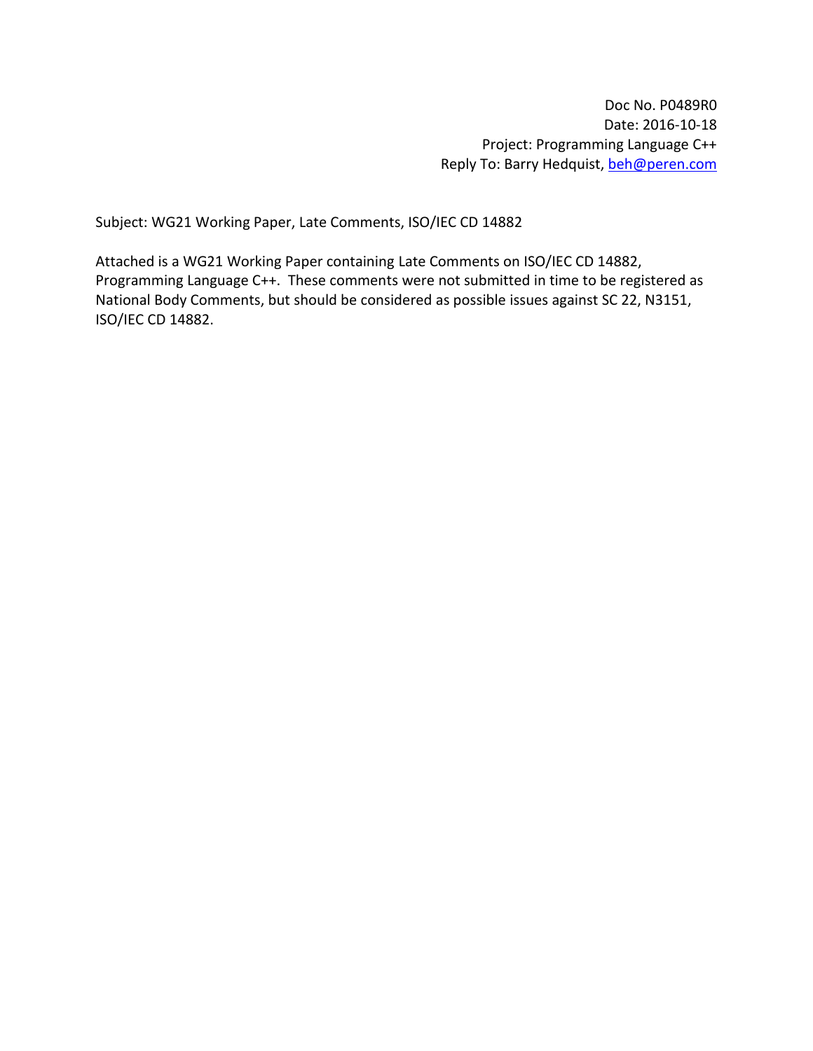Doc No. P0489R0
Date: 2016-10-18
Project: Programming Language C++
Reply To: Barry Hedquist, beh@peren.com

Subject: WG21 Working Paper, Late Comments, ISO/IEC CD 14882

Attached is a WG21 Working Paper containing Late Comments on ISO/IEC CD 14882, Programming Language C++. These comments were not submitted in time to be registered as National Body Comments, but should be considered as possible issues against SC 22, N3151, ISO/IEC CD 14882.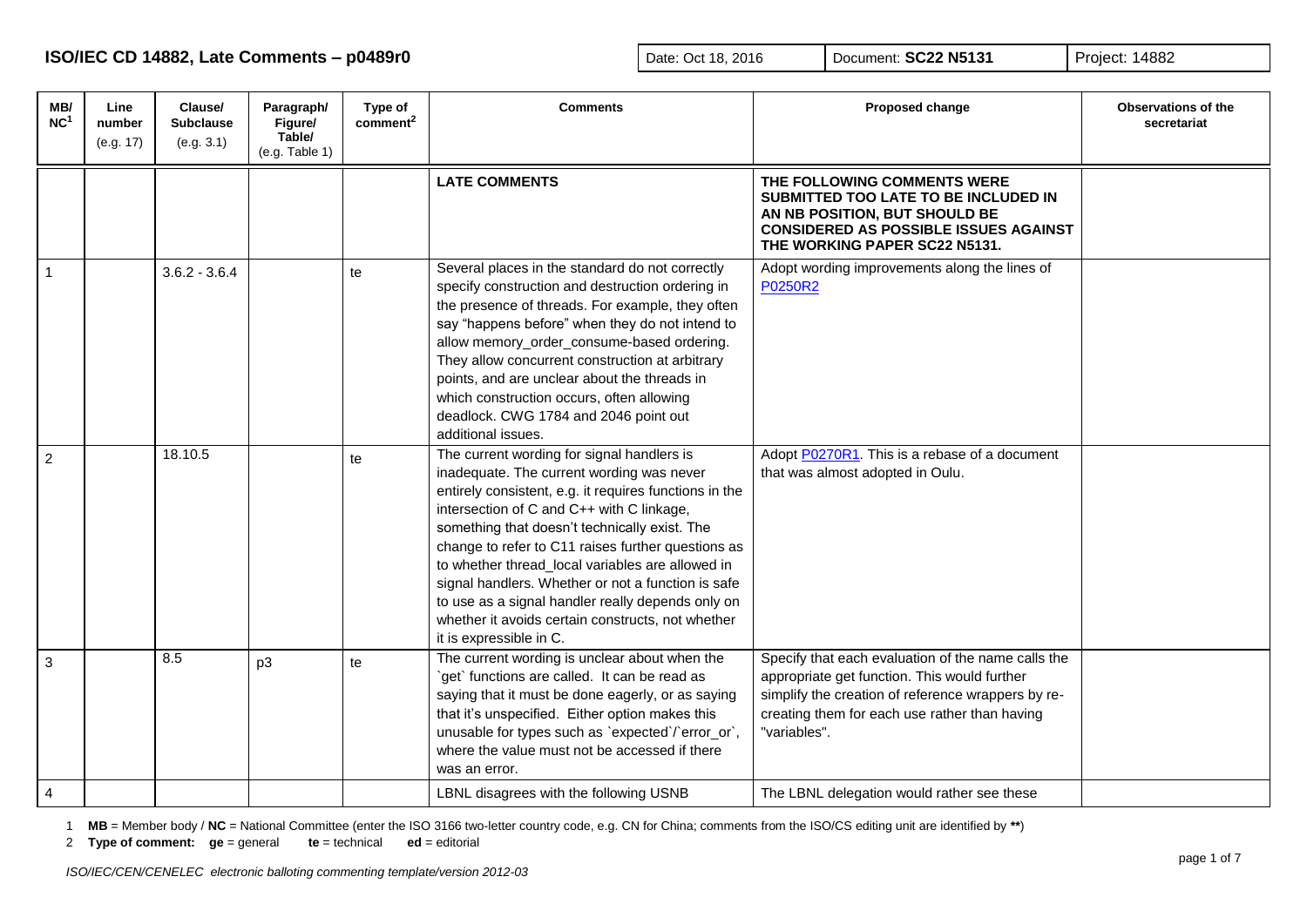# ISO/IEC CD 14882, Late Comments – p0489r0

Date: Oct 18, 2016 | Document: **SC22 N5131** | Project: 14882

| MB/ NC[1] | Line number (e.g. 17) | Clause/ Subclause (e.g. 3.1) | Paragraph/ Figure/ Table/ (e.g. Table 1) | Type of comment[2] | Comments | Proposed change | Observations of the secretariat |
|---|---|---|---|---|---|---|---|
| | | | | | **LATE COMMENTS** | **THE FOLLOWING COMMENTS WERE SUBMITTED TOO LATE TO BE INCLUDED IN AN NB POSITION, BUT SHOULD BE CONSIDERED AS POSSIBLE ISSUES AGAINST THE WORKING PAPER SC22 N5131.** | |
| 1 | | 3.6.2 - 3.6.4 | | te | Several places in the standard do not correctly specify construction and destruction ordering in the presence of threads. For example, they often say "happens before" when they do not intend to allow memory_order_consume-based ordering. They allow concurrent construction at arbitrary points, and are unclear about the threads in which construction occurs, often allowing deadlock. CWG 1784 and 2046 point out additional issues. | Adopt wording improvements along the lines of P0250R2 | |
| 2 | | 18.10.5 | | te | The current wording for signal handlers is inadequate. The current wording was never entirely consistent, e.g. it requires functions in the intersection of C and C++ with C linkage, something that doesn't technically exist. The change to refer to C11 raises further questions as to whether thread_local variables are allowed in signal handlers. Whether or not a function is safe to use as a signal handler really depends only on whether it avoids certain constructs, not whether it is expressible in C. | Adopt P0270R1. This is a rebase of a document that was almost adopted in Oulu. | |
| 3 | | 8.5 | p3 | te | The current wording is unclear about when the \`get\` functions are called. It can be read as saying that it must be done eagerly, or as saying that it's unspecified. Either option makes this unusable for types such as \`expected\`/\`error_or\`, where the value must not be accessed if there was an error. | Specify that each evaluation of the name calls the appropriate get function. This would further simplify the creation of reference wrappers by re-creating them for each use rather than having "variables". | |
| 4 | | | | | LBNL disagrees with the following USNB | The LBNL delegation would rather see these | |

1 **MB** = Member body / **NC** = National Committee (enter the ISO 3166 two-letter country code, e.g. CN for China; comments from the ISO/CS editing unit are identified by **\*\***)

2 **Type of comment: ge** = general **te** = technical **ed** = editorial

*ISO/IEC/CEN/CENELEC electronic balloting commenting template/version 2012-03*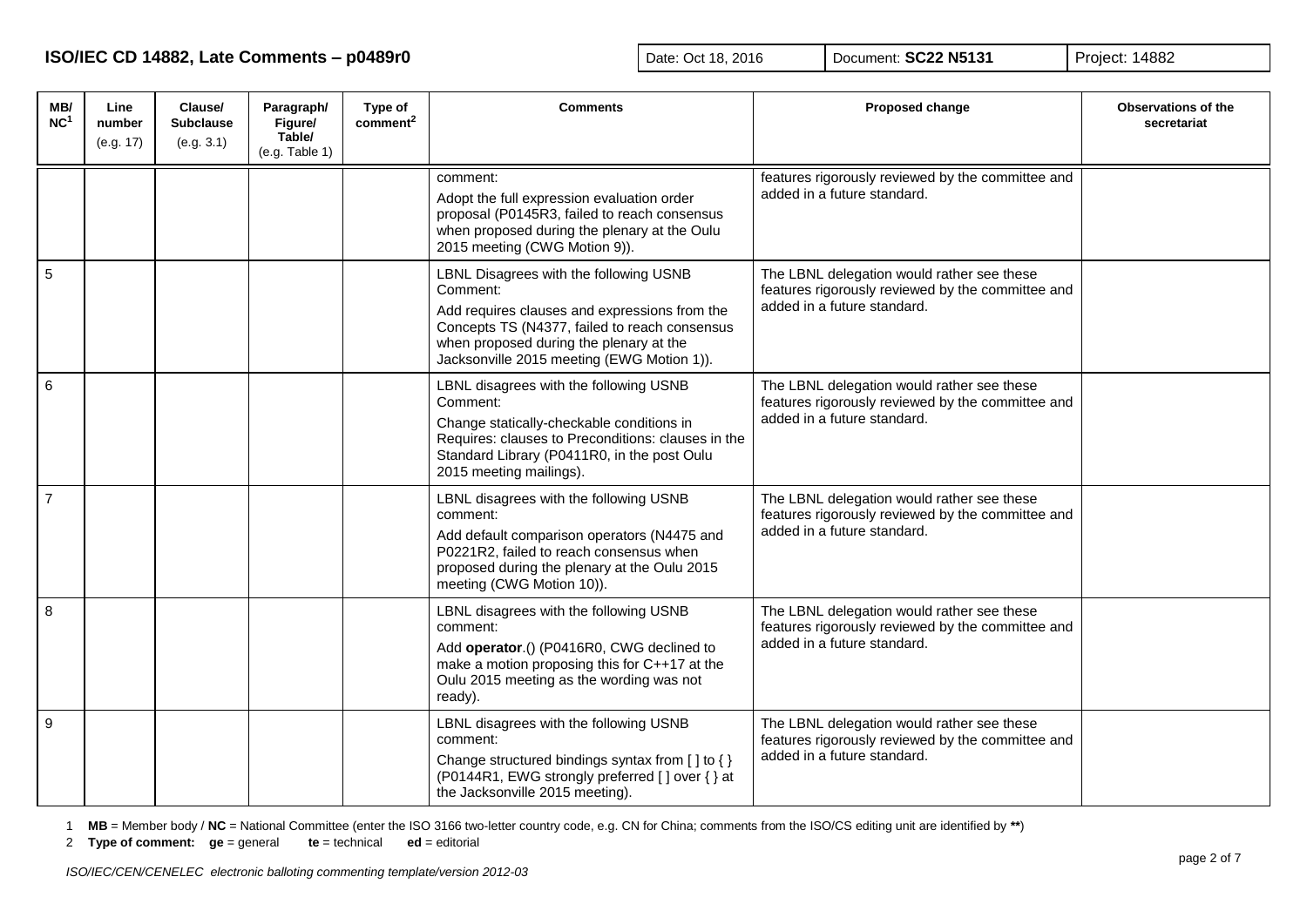| MB/ NC[1] | Line number (e.g. 17) | Clause/ Subclause (e.g. 3.1) | Paragraph/ Figure/ Table/ (e.g. Table 1) | Type of comment[2] | Comments | Proposed change | Observations of the secretariat |
|---|---|---|---|---|---|---|---|
| | | | | | comment: Adopt the full expression evaluation order proposal (P0145R3, failed to reach consensus when proposed during the plenary at the Oulu 2015 meeting (CWG Motion 9)). | features rigorously reviewed by the committee and added in a future standard. | |
| 5 | | | | | LBNL Disagrees with the following USNB Comment: Add requires clauses and expressions from the Concepts TS (N4377, failed to reach consensus when proposed during the plenary at the Jacksonville 2015 meeting (EWG Motion 1)). | The LBNL delegation would rather see these features rigorously reviewed by the committee and added in a future standard. | |
| 6 | | | | | LBNL disagrees with the following USNB Comment: Change statically-checkable conditions in Requires: clauses to Preconditions: clauses in the Standard Library (P0411R0, in the post Oulu 2015 meeting mailings). | The LBNL delegation would rather see these features rigorously reviewed by the committee and added in a future standard. | |
| 7 | | | | | LBNL disagrees with the following USNB comment: Add default comparison operators (N4475 and P0221R2, failed to reach consensus when proposed during the plenary at the Oulu 2015 meeting (CWG Motion 10)). | The LBNL delegation would rather see these features rigorously reviewed by the committee and added in a future standard. | |
| 8 | | | | | LBNL disagrees with the following USNB comment: Add **operator**.() (P0416R0, CWG declined to make a motion proposing this for C++17 at the Oulu 2015 meeting as the wording was not ready). | The LBNL delegation would rather see these features rigorously reviewed by the committee and added in a future standard. | |
| 9 | | | | | LBNL disagrees with the following USNB comment: Change structured bindings syntax from [ ] to { } (P0144R1, EWG strongly preferred [ ] over { } at the Jacksonville 2015 meeting). | The LBNL delegation would rather see these features rigorously reviewed by the committee and added in a future standard. | |

1 **MB** = Member body / **NC** = National Committee (enter the ISO 3166 two-letter country code, e.g. CN for China; comments from the ISO/CS editing unit are identified by **\*\***)

2 **Type of comment:** **ge** = general **te** = technical **ed** = editorial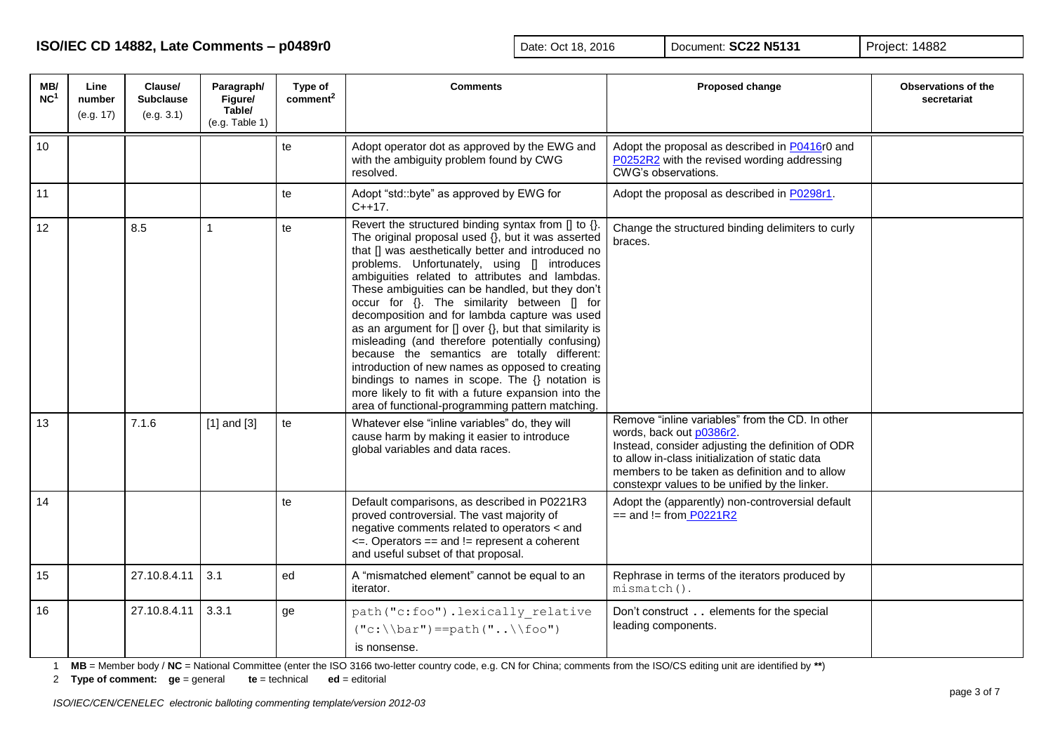| MB/ NC[1] | Line number (e.g. 17) | Clause/ Subclause (e.g. 3.1) | Paragraph/ Figure/ Table/ (e.g. Table 1) | Type of comment[2] | Comments | Proposed change | Observations of the secretariat |
|---|---|---|---|---|---|---|---|
| 10 | | | | te | Adopt operator dot as approved by the EWG and with the ambiguity problem found by CWG resolved. | Adopt the proposal as described in P0416r0 and P0252R2 with the revised wording addressing CWG's observations. | |
| 11 | | | | te | Adopt "std::byte" as approved by EWG for C++17. | Adopt the proposal as described in P0298r1. | |
| 12 | | 8.5 | 1 | te | Revert the structured binding syntax from [] to {}. The original proposal used {}, but it was asserted that [] was aesthetically better and introduced no problems. Unfortunately, using [] introduces ambiguities related to attributes and lambdas. These ambiguities can be handled, but they don't occur for {}. The similarity between [] for decomposition and for lambda capture was used as an argument for [] over {}, but that similarity is misleading (and therefore potentially confusing) because the semantics are totally different: introduction of new names as opposed to creating bindings to names in scope. The {} notation is more likely to fit with a future expansion into the area of functional-programming pattern matching. | Change the structured binding delimiters to curly braces. | |
| 13 | | 7.1.6 | [1] and [3] | te | Whatever else "inline variables" do, they will cause harm by making it easier to introduce global variables and data races. | Remove "inline variables" from the CD. In other words, back out p0386r2. Instead, consider adjusting the definition of ODR to allow in-class initialization of static data members to be taken as definition and to allow constexpr values to be unified by the linker. | |
| 14 | | | | te | Default comparisons, as described in P0221R3 proved controversial. The vast majority of negative comments related to operators < and <=. Operators == and != represent a coherent and useful subset of that proposal. | Adopt the (apparently) non-controversial default == and != from P0221R2 | |
| 15 | | 27.10.8.4.11 | 3.1 | ed | A "mismatched element" cannot be equal to an iterator. | Rephrase in terms of the iterators produced by `mismatch()`. | |
| 16 | | 27.10.8.4.11 | 3.3.1 | ge | `path("c:foo").lexically_relative ("c:\\bar")==path("..\\foo")` is nonsense. | Don't construct `..` elements for the special leading components. | |

1 **MB** = Member body / **NC** = National Committee (enter the ISO 3166 two-letter country code, e.g. CN for China; comments from the ISO/CS editing unit are identified by **\*\***)

2 **Type of comment: ge** = general **te** = technical **ed** = editorial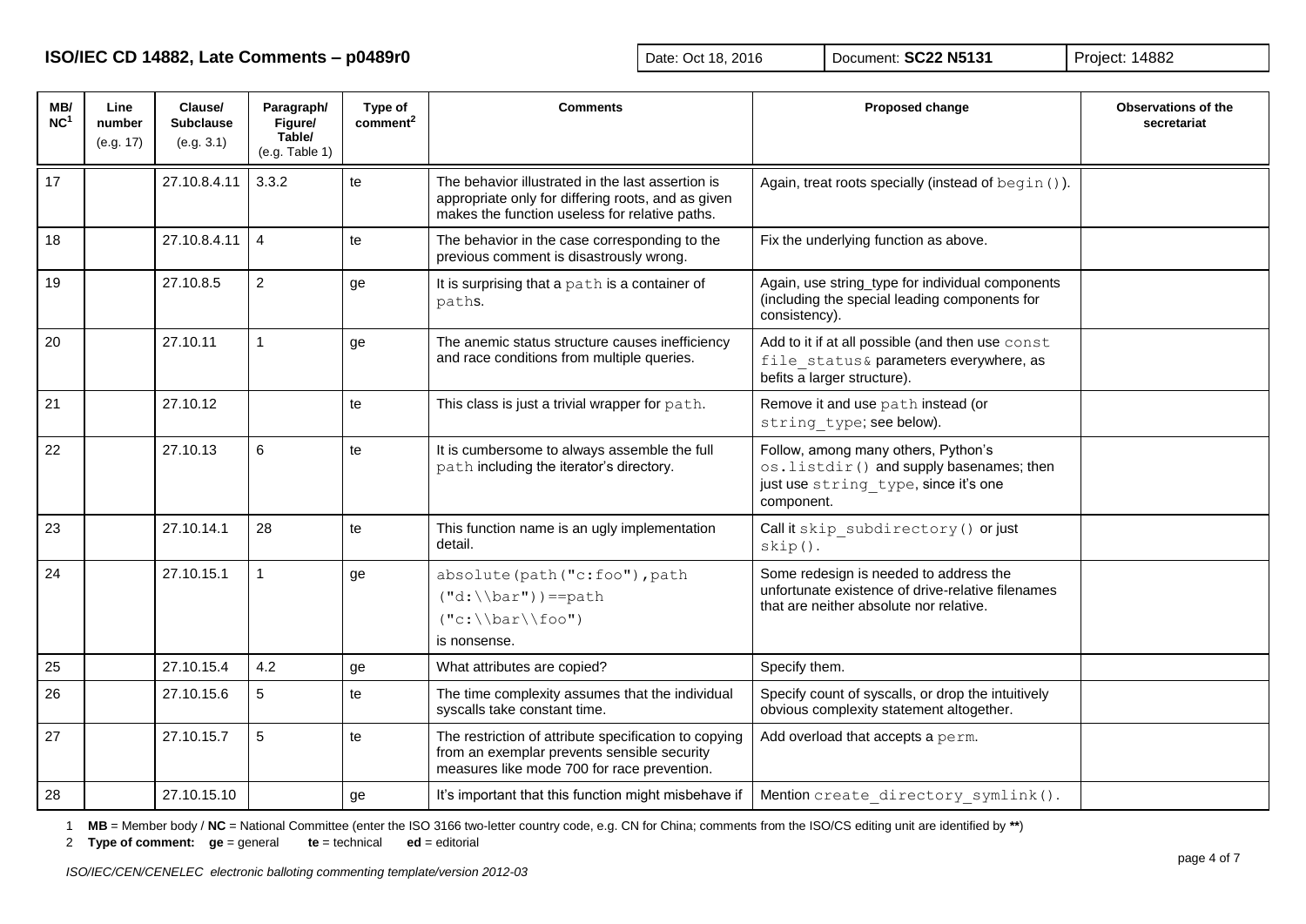| MB/ NC[1] | Line number (e.g. 17) | Clause/ Subclause (e.g. 3.1) | Paragraph/ Figure/ Table/ (e.g. Table 1) | Type of comment[2] | Comments | Proposed change | Observations of the secretariat |
|---|---|---|---|---|---|---|---|
| 17 | | 27.10.8.4.11 | 3.3.2 | te | The behavior illustrated in the last assertion is appropriate only for differing roots, and as given makes the function useless for relative paths. | Again, treat roots specially (instead of `begin()`). | |
| 18 | | 27.10.8.4.11 | 4 | te | The behavior in the case corresponding to the previous comment is disastrously wrong. | Fix the underlying function as above. | |
| 19 | | 27.10.8.5 | 2 | ge | It is surprising that a `path` is a container of `path`s. | Again, use string_type for individual components (including the special leading components for consistency). | |
| 20 | | 27.10.11 | 1 | ge | The anemic status structure causes inefficiency and race conditions from multiple queries. | Add to it if at all possible (and then use `const file_status&` parameters everywhere, as befits a larger structure). | |
| 21 | | 27.10.12 | | te | This class is just a trivial wrapper for `path`. | Remove it and use `path` instead (or `string_type`; see below). | |
| 22 | | 27.10.13 | 6 | te | It is cumbersome to always assemble the full `path` including the iterator's directory. | Follow, among many others, Python's `os.listdir()` and supply basenames; then just use `string_type`, since it's one component. | |
| 23 | | 27.10.14.1 | 28 | te | This function name is an ugly implementation detail. | Call it `skip_subdirectory()` or just `skip()`. | |
| 24 | | 27.10.15.1 | 1 | ge | `absolute(path("c:foo"),path("d:\\bar"))==path("c:\\bar\\foo")` is nonsense. | Some redesign is needed to address the unfortunate existence of drive-relative filenames that are neither absolute nor relative. | |
| 25 | | 27.10.15.4 | 4.2 | ge | What attributes are copied? | Specify them. | |
| 26 | | 27.10.15.6 | 5 | te | The time complexity assumes that the individual syscalls take constant time. | Specify count of syscalls, or drop the intuitively obvious complexity statement altogether. | |
| 27 | | 27.10.15.7 | 5 | te | The restriction of attribute specification to copying from an exemplar prevents sensible security measures like mode 700 for race prevention. | Add overload that accepts a `perm`. | |
| 28 | | 27.10.15.10 | | ge | It's important that this function might misbehave if | Mention `create_directory_symlink()`. | |

1 **MB** = Member body / **NC** = National Committee (enter the ISO 3166 two-letter country code, e.g. CN for China; comments from the ISO/CS editing unit are identified by **)

2 **Type of comment: ge** = general **te** = technical **ed** = editorial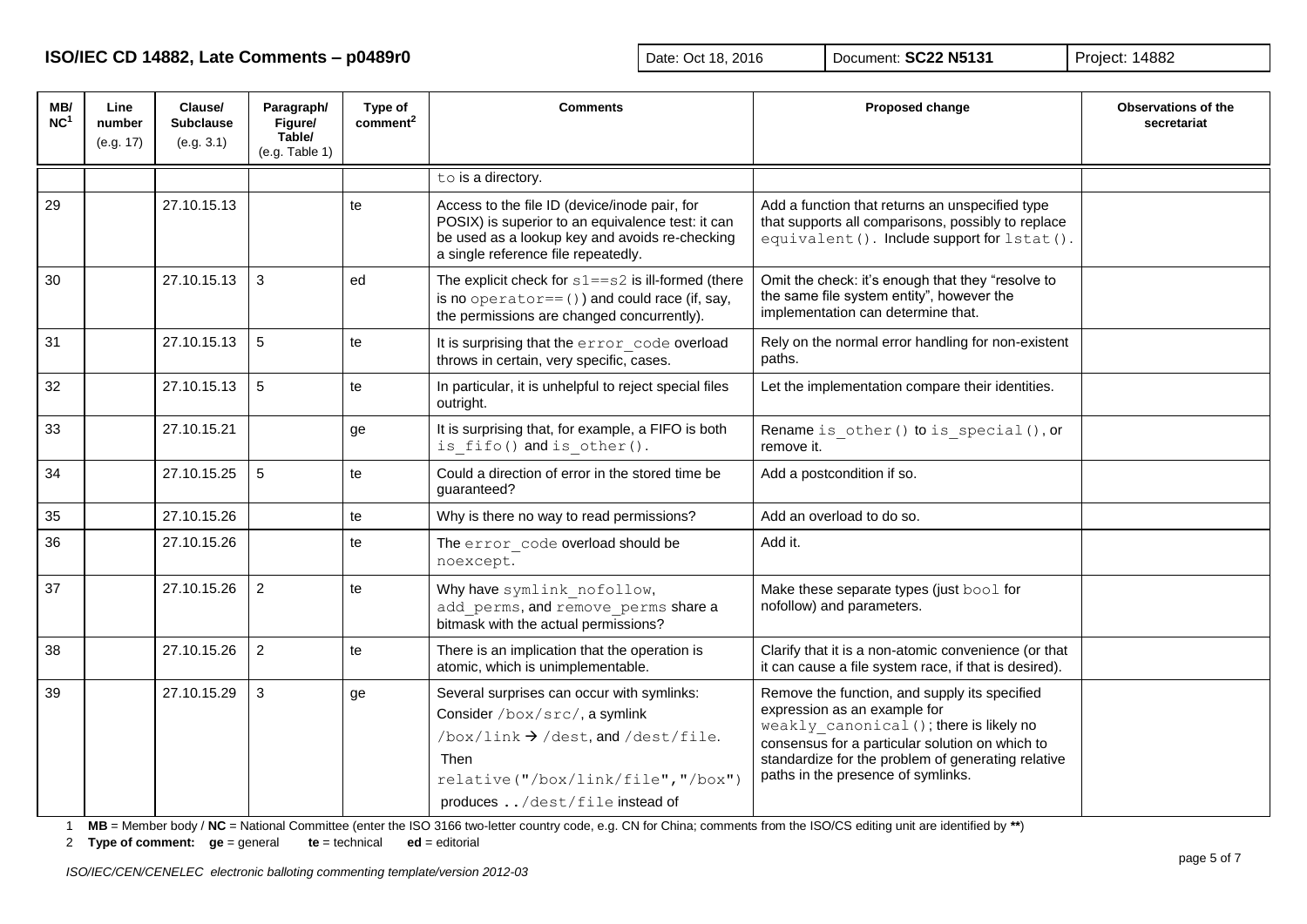| MB/ NC[1] | Line number (e.g. 17) | Clause/ Subclause (e.g. 3.1) | Paragraph/ Figure/ Table/ (e.g. Table 1) | Type of comment[2] | Comments | Proposed change | Observations of the secretariat |
|---|---|---|---|---|---|---|---|
| | | | | | `to` is a directory. | | |
| 29 | | 27.10.15.13 | | te | Access to the file ID (device/inode pair, for POSIX) is superior to an equivalence test: it can be used as a lookup key and avoids re-checking a single reference file repeatedly. | Add a function that returns an unspecified type that supports all comparisons, possibly to replace `equivalent()`. Include support for `lstat()`. | |
| 30 | | 27.10.15.13 | 3 | ed | The explicit check for `s1==s2` is ill-formed (there is no `operator==()`) and could race (if, say, the permissions are changed concurrently). | Omit the check: it's enough that they "resolve to the same file system entity", however the implementation can determine that. | |
| 31 | | 27.10.15.13 | 5 | te | It is surprising that the `error_code` overload throws in certain, very specific, cases. | Rely on the normal error handling for non-existent paths. | |
| 32 | | 27.10.15.13 | 5 | te | In particular, it is unhelpful to reject special files outright. | Let the implementation compare their identities. | |
| 33 | | 27.10.15.21 | | ge | It is surprising that, for example, a FIFO is both `is_fifo()` and `is_other()`. | Rename `is_other()` to `is_special()`, or remove it. | |
| 34 | | 27.10.15.25 | 5 | te | Could a direction of error in the stored time be guaranteed? | Add a postcondition if so. | |
| 35 | | 27.10.15.26 | | te | Why is there no way to read permissions? | Add an overload to do so. | |
| 36 | | 27.10.15.26 | | te | The `error_code` overload should be `noexcept`. | Add it. | |
| 37 | | 27.10.15.26 | 2 | te | Why have `symlink_nofollow`, `add_perms`, and `remove_perms` share a bitmask with the actual permissions? | Make these separate types (just `bool` for nofollow) and parameters. | |
| 38 | | 27.10.15.26 | 2 | te | There is an implication that the operation is atomic, which is unimplementable. | Clarify that it is a non-atomic convenience (or that it can cause a file system race, if that is desired). | |
| 39 | | 27.10.15.29 | 3 | ge | Several surprises can occur with symlinks: Consider `/box/src/`, a symlink `/box/link` → `/dest`, and `/dest/file`. Then `relative("/box/link/file","/box")` produces `../dest/file` instead of | Remove the function, and supply its specified expression as an example for `weakly_canonical()`; there is likely no consensus for a particular solution on which to standardize for the problem of generating relative paths in the presence of symlinks. | |

1 **MB** = Member body / **NC** = National Committee (enter the ISO 3166 two-letter country code, e.g. CN for China; comments from the ISO/CS editing unit are identified by **)

2 **Type of comment: ge** = general **te** = technical **ed** = editorial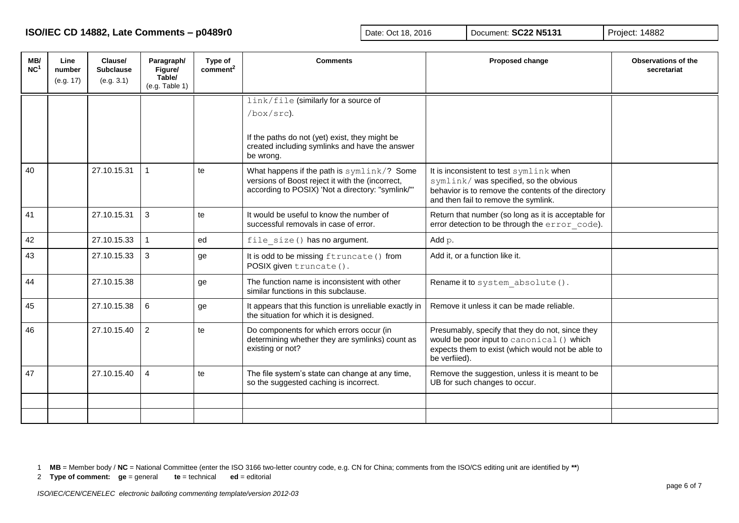| MB/ NC[1] | Line number (e.g. 17) | Clause/ Subclause (e.g. 3.1) | Paragraph/ Figure/ Table/ (e.g. Table 1) | Type of comment[2] | Comments | Proposed change | Observations of the secretariat |
|---|---|---|---|---|---|---|---|
| | | | | | link/file (similarly for a source of /box/src).<br><br>If the paths do not (yet) exist, they might be created including symlinks and have the answer be wrong. | | |
| 40 | | 27.10.15.31 | 1 | te | What happens if the path is symlink/? Some versions of Boost reject it with the (incorrect, according to POSIX) 'Not a directory: "symlink/"' | It is inconsistent to test symlink when symlink/ was specified, so the obvious behavior is to remove the contents of the directory and then fail to remove the symlink. | |
| 41 | | 27.10.15.31 | 3 | te | It would be useful to know the number of successful removals in case of error. | Return that number (so long as it is acceptable for error detection to be through the error_code). | |
| 42 | | 27.10.15.33 | 1 | ed | file_size() has no argument. | Add p. | |
| 43 | | 27.10.15.33 | 3 | ge | It is odd to be missing ftruncate() from POSIX given truncate(). | Add it, or a function like it. | |
| 44 | | 27.10.15.38 | | ge | The function name is inconsistent with other similar functions in this subclause. | Rename it to system_absolute(). | |
| 45 | | 27.10.15.38 | 6 | ge | It appears that this function is unreliable exactly in the situation for which it is designed. | Remove it unless it can be made reliable. | |
| 46 | | 27.10.15.40 | 2 | te | Do components for which errors occur (in determining whether they are symlinks) count as existing or not? | Presumably, specify that they do not, since they would be poor input to canonical() which expects them to exist (which would not be able to be verfiied). | |
| 47 | | 27.10.15.40 | 4 | te | The file system's state can change at any time, so the suggested caching is incorrect. | Remove the suggestion, unless it is meant to be UB for such changes to occur. | |
| | | | | | | | |
| | | | | | | | |

1 **MB** = Member body / **NC** = National Committee (enter the ISO 3166 two-letter country code, e.g. CN for China; comments from the ISO/CS editing unit are identified by **)

2 **Type of comment:** **ge** = general **te** = technical **ed** = editorial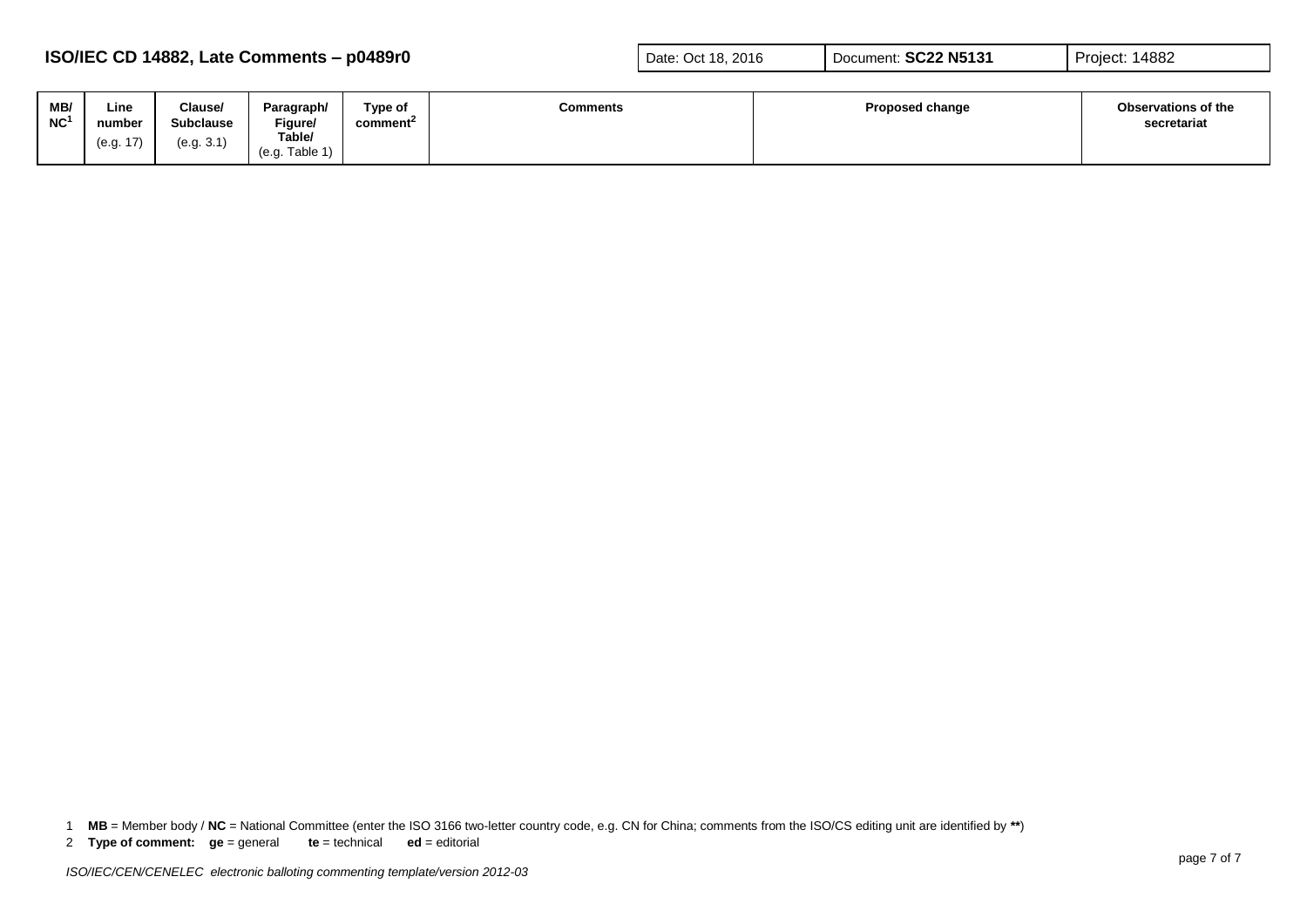| MB/ NC[1] | Line number (e.g. 17) | Clause/ Subclause (e.g. 3.1) | Paragraph/ Figure/ Table/ (e.g. Table 1) | Type of comment[2] | Comments | Proposed change | Observations of the secretariat |
|---|---|---|---|---|---|---|---|

1 **MB** = Member body / **NC** = National Committee (enter the ISO 3166 two-letter country code, e.g. CN for China; comments from the ISO/CS editing unit are identified by **)

2 **Type of comment:** **ge** = general **te** = technical **ed** = editorial